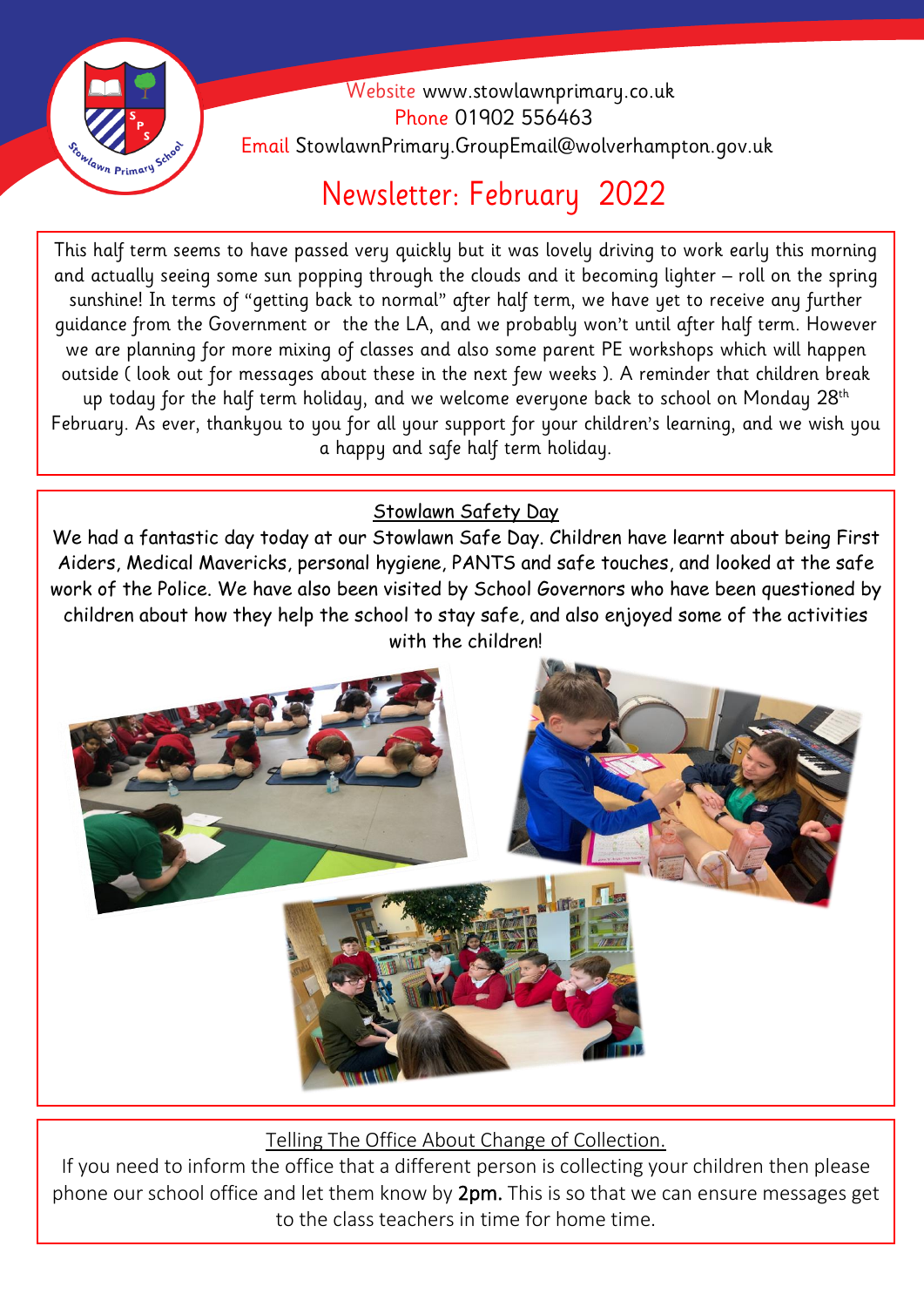Website www.stowlawnprimary.co.uk
Phone 01902 556463
Email StowlawnPrimary.GroupEmail@wolverhampton.gov.uk

# Newsletter: February 2022

This half term seems to have passed very quickly but it was lovely driving to work early this morning and actually seeing some sun popping through the clouds and it becoming lighter – roll on the spring sunshine! In terms of "getting back to normal" after half term, we have yet to receive any further guidance from the Government or the the LA, and we probably won't until after half term. However we are planning for more mixing of classes and also some parent PE workshops which will happen outside ( look out for messages about these in the next few weeks ). A reminder that children break up today for the half term holiday, and we welcome everyone back to school on Monday 28th February. As ever, thankyou to you for all your support for your children's learning, and we wish you a happy and safe half term holiday.

## Stowlawn Safety Day

We had a fantastic day today at our Stowlawn Safe Day. Children have learnt about being First Aiders, Medical Mavericks, personal hygiene, PANTS and safe touches, and looked at the safe work of the Police. We have also been visited by School Governors who have been questioned by children about how they help the school to stay safe, and also enjoyed some of the activities with the children!

## Telling The Office About Change of Collection.

If you need to inform the office that a different person is collecting your children then please phone our school office and let them know by **2pm.** This is so that we can ensure messages get to the class teachers in time for home time.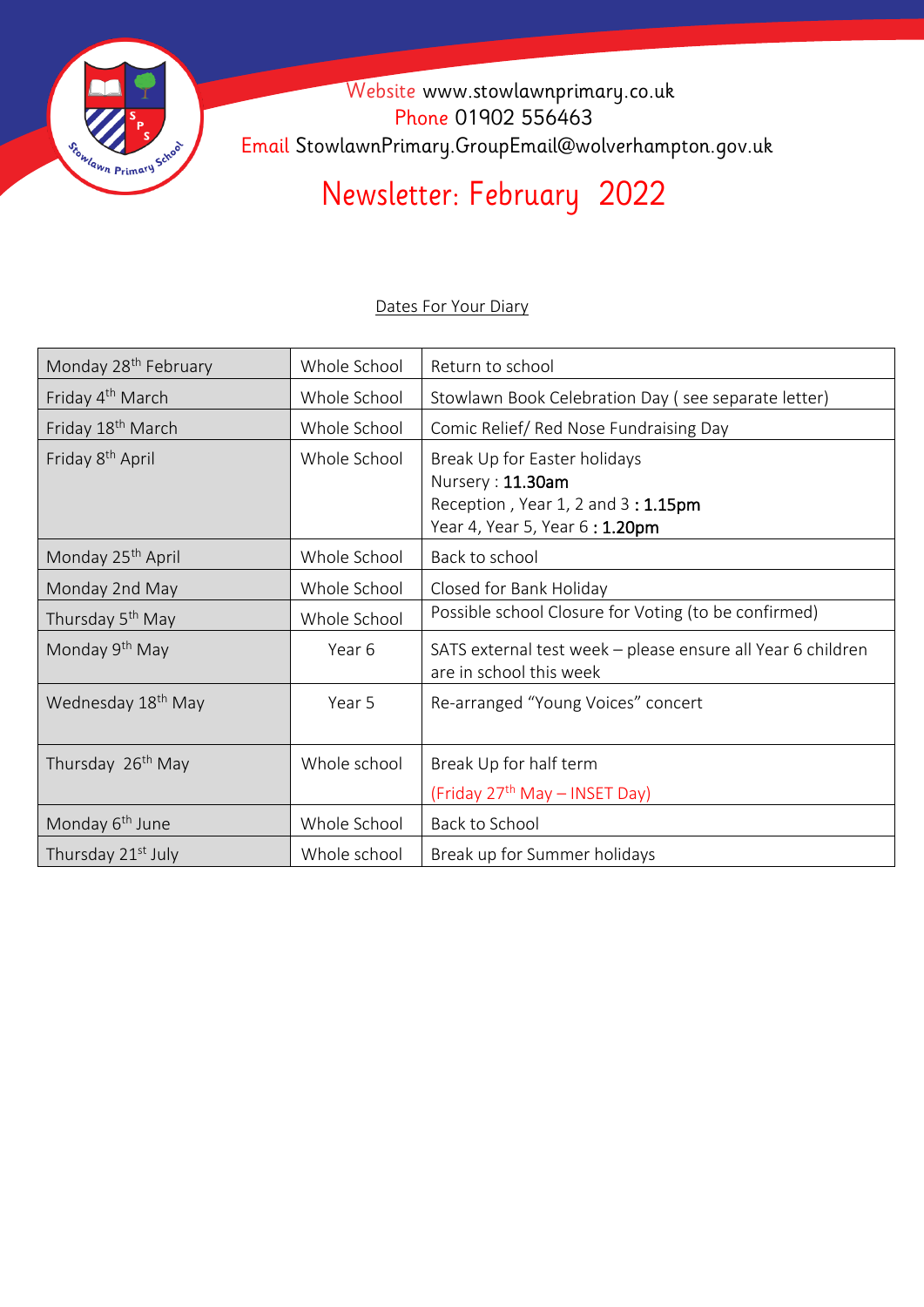Website www.stowlawnprimary.co.uk
Phone 01902 556463
Email StowlawnPrimary.GroupEmail@wolverhampton.gov.uk

# Newsletter: February 2022

Dates For Your Diary

| | | |
|---|---|---|
| Monday 28th February | Whole School | Return to school |
| Friday 4th March | Whole School | Stowlawn Book Celebration Day ( see separate letter) |
| Friday 18th March | Whole School | Comic Relief/ Red Nose Fundraising Day |
| Friday 8th April | Whole School | Break Up for Easter holidays<br>Nursery : **11.30am**<br>Reception , Year 1, 2 and 3 **: 1.15pm**<br>Year 4, Year 5, Year 6 **: 1.20pm** |
| Monday 25th April | Whole School | Back to school |
| Monday 2nd May | Whole School | Closed for Bank Holiday |
| Thursday 5th May | Whole School | Possible school Closure for Voting (to be confirmed) |
| Monday 9th May | Year 6 | SATS external test week – please ensure all Year 6 children are in school this week |
| Wednesday 18th May | Year 5 | Re-arranged "Young Voices" concert |
| Thursday 26th May | Whole school | Break Up for half term<br>(Friday 27th May – INSET Day) |
| Monday 6th June | Whole School | Back to School |
| Thursday 21st July | Whole school | Break up for Summer holidays |